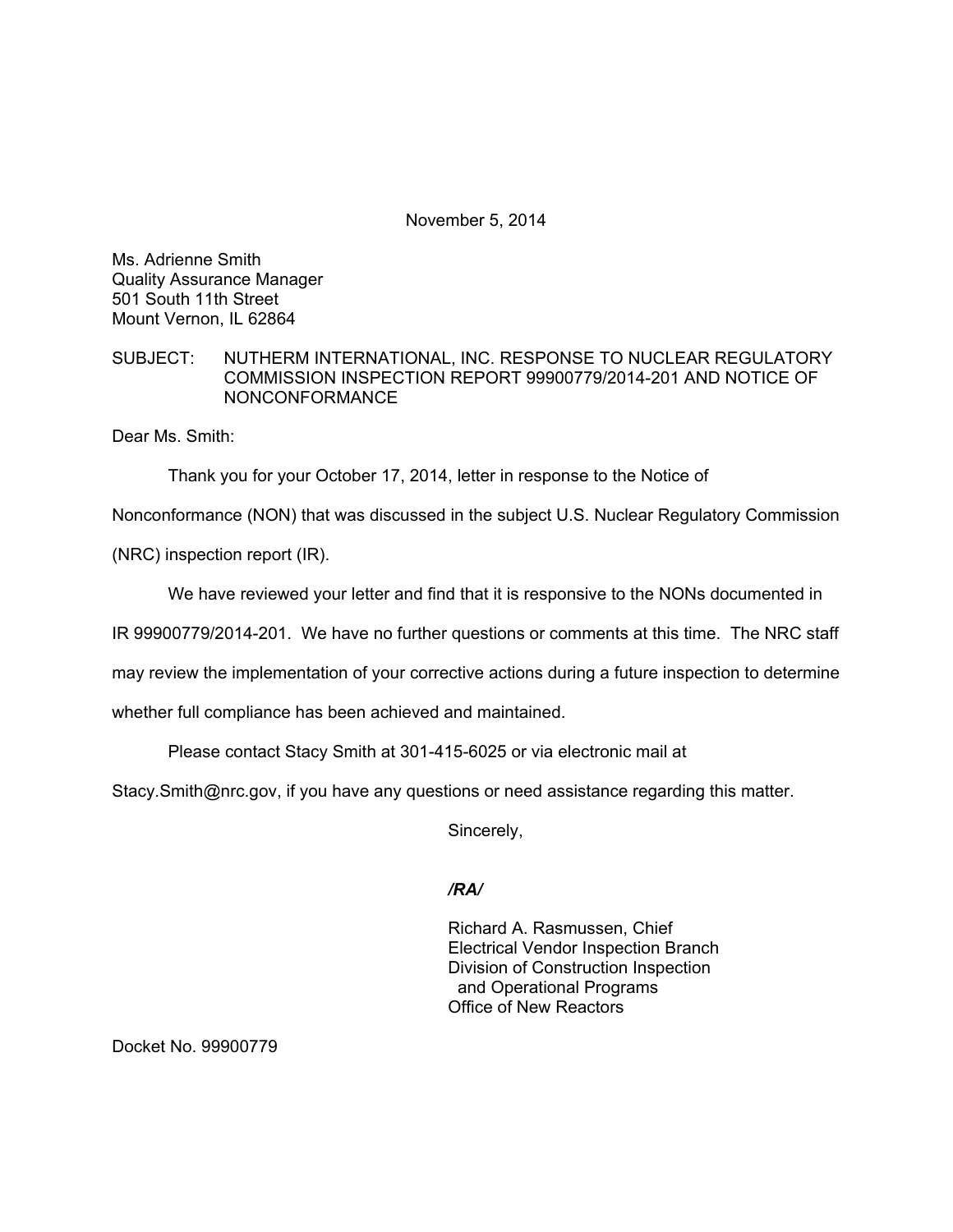November 5, 2014

Ms. Adrienne Smith  
Quality Assurance Manager  
501 South 11th Street  
Mount Vernon, IL 62864

SUBJECT: NUTHERM INTERNATIONAL, INC. RESPONSE TO NUCLEAR REGULATORY COMMISSION INSPECTION REPORT 99900779/2014-201 AND NOTICE OF NONCONFORMANCE

Dear Ms. Smith:

Thank you for your October 17, 2014, letter in response to the Notice of Nonconformance (NON) that was discussed in the subject U.S. Nuclear Regulatory Commission (NRC) inspection report (IR).

We have reviewed your letter and find that it is responsive to the NONs documented in IR 99900779/2014-201. We have no further questions or comments at this time. The NRC staff may review the implementation of your corrective actions during a future inspection to determine whether full compliance has been achieved and maintained.

Please contact Stacy Smith at 301-415-6025 or via electronic mail at Stacy.Smith@nrc.gov, if you have any questions or need assistance regarding this matter.

Sincerely,

*/RA/*

Richard A. Rasmussen, Chief  
Electrical Vendor Inspection Branch  
Division of Construction Inspection  
and Operational Programs  
Office of New Reactors

Docket No. 99900779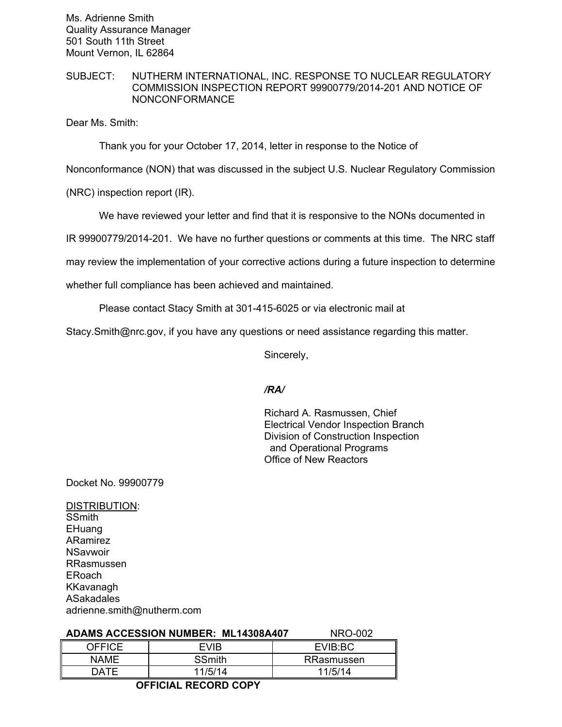Ms. Adrienne Smith
Quality Assurance Manager
501 South 11th Street
Mount Vernon, IL 62864

SUBJECT: NUTHERM INTERNATIONAL, INC. RESPONSE TO NUCLEAR REGULATORY COMMISSION INSPECTION REPORT 99900779/2014-201 AND NOTICE OF NONCONFORMANCE

Dear Ms. Smith:

Thank you for your October 17, 2014, letter in response to the Notice of Nonconformance (NON) that was discussed in the subject U.S. Nuclear Regulatory Commission (NRC) inspection report (IR).

We have reviewed your letter and find that it is responsive to the NONs documented in IR 99900779/2014-201. We have no further questions or comments at this time. The NRC staff may review the implementation of your corrective actions during a future inspection to determine whether full compliance has been achieved and maintained.

Please contact Stacy Smith at 301-415-6025 or via electronic mail at Stacy.Smith@nrc.gov, if you have any questions or need assistance regarding this matter.

Sincerely,

*/RA/*

Richard A. Rasmussen, Chief
Electrical Vendor Inspection Branch
Division of Construction Inspection
and Operational Programs
Office of New Reactors

Docket No. 99900779

DISTRIBUTION:
SSmith
EHuang
ARamirez
NSavwoir
RRasmussen
ERoach
KKavanagh
ASakadales
adrienne.smith@nutherm.com

**ADAMS ACCESSION NUMBER: ML14308A407** NRO-002

| OFFICE | EVIB | EVIB:BC |
| --- | --- | --- |
| NAME | SSmith | RRasmussen |
| DATE | 11/5/14 | 11/5/14 |

**OFFICIAL RECORD COPY**